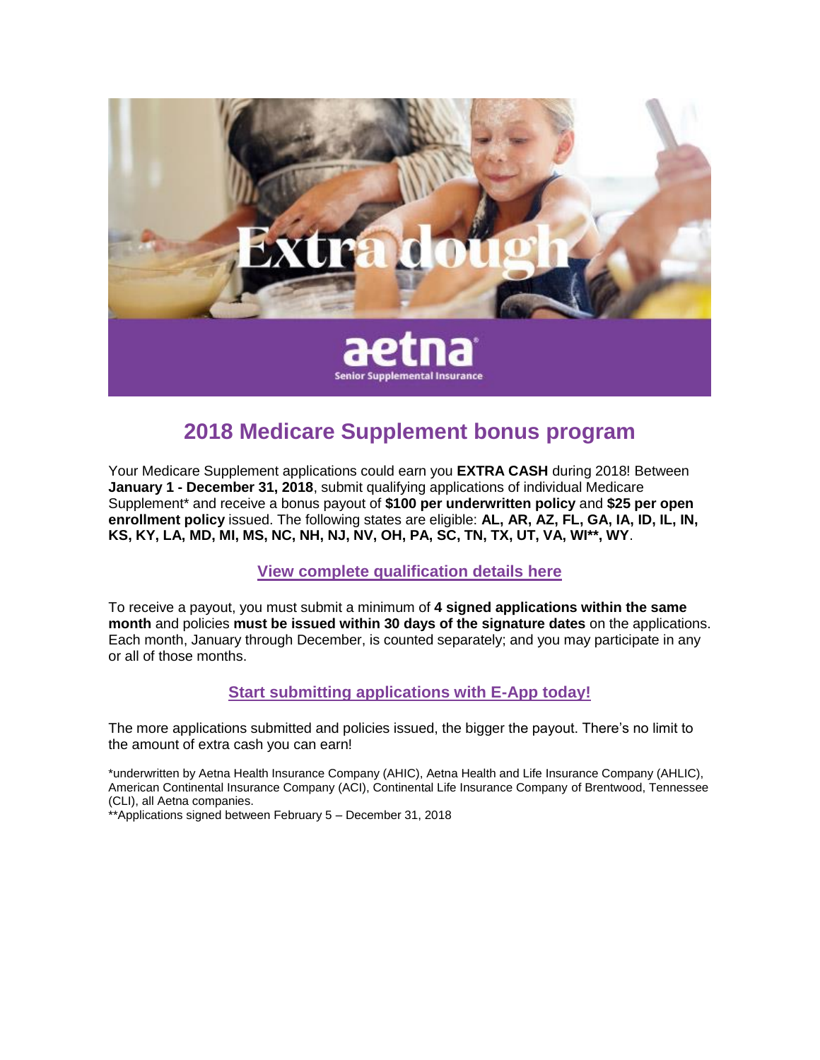# 2018 Medicare Supplement bonus program

Your Medicare Supplement applications could earn you **EXTRA CASH** during 2018! Between **January 1 - December 31, 2018**, submit qualifying applications of individual Medicare Supplement* and receive a bonus payout of **$100 per underwritten policy** and **$25 per open enrollment policy** issued. The following states are eligible: **AL, AR, AZ, FL, GA, IA, ID, IL, IN, KS, KY, LA, MD, MI, MS, NC, NH, NJ, NV, OH, PA, SC, TN, TX, UT, VA, WI**, WY**.

**View complete qualification details here**

To receive a payout, you must submit a minimum of **4 signed applications within the same month** and policies **must be issued within 30 days of the signature dates** on the applications. Each month, January through December, is counted separately; and you may participate in any or all of those months.

**Start submitting applications with E-App today!**

The more applications submitted and policies issued, the bigger the payout. There's no limit to the amount of extra cash you can earn!

*underwritten by Aetna Health Insurance Company (AHIC), Aetna Health and Life Insurance Company (AHLIC), American Continental Insurance Company (ACI), Continental Life Insurance Company of Brentwood, Tennessee (CLI), all Aetna companies.

**Applications signed between February 5 – December 31, 2018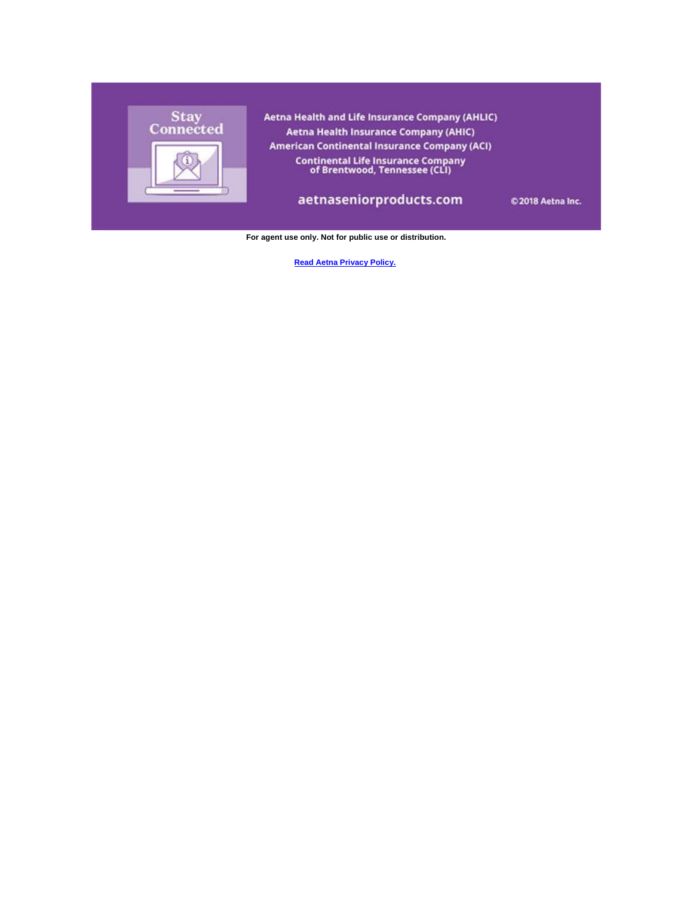Stay Connected

Aetna Health and Life Insurance Company (AHLIC)
Aetna Health Insurance Company (AHIC)
American Continental Insurance Company (ACI)
Continental Life Insurance Company of Brentwood, Tennessee (CLI)

aetnaseniorproducts.com

©2018 Aetna Inc.

**For agent use only. Not for public use or distribution.**

**Read Aetna Privacy Policy.**